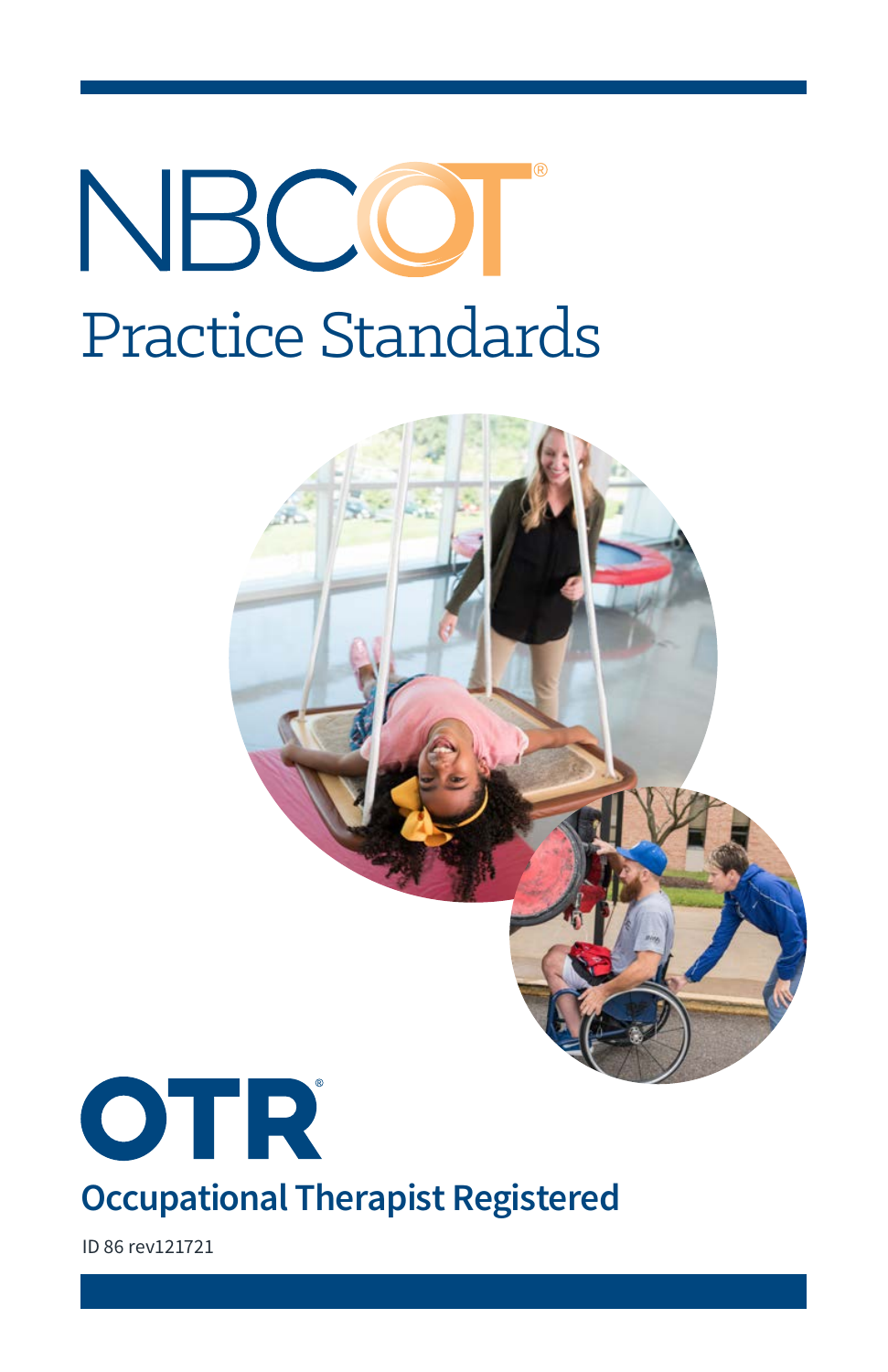# NBCOT®

## Practice Standards

# OTR®

## Occupational Therapist Registered

ID 86 rev121721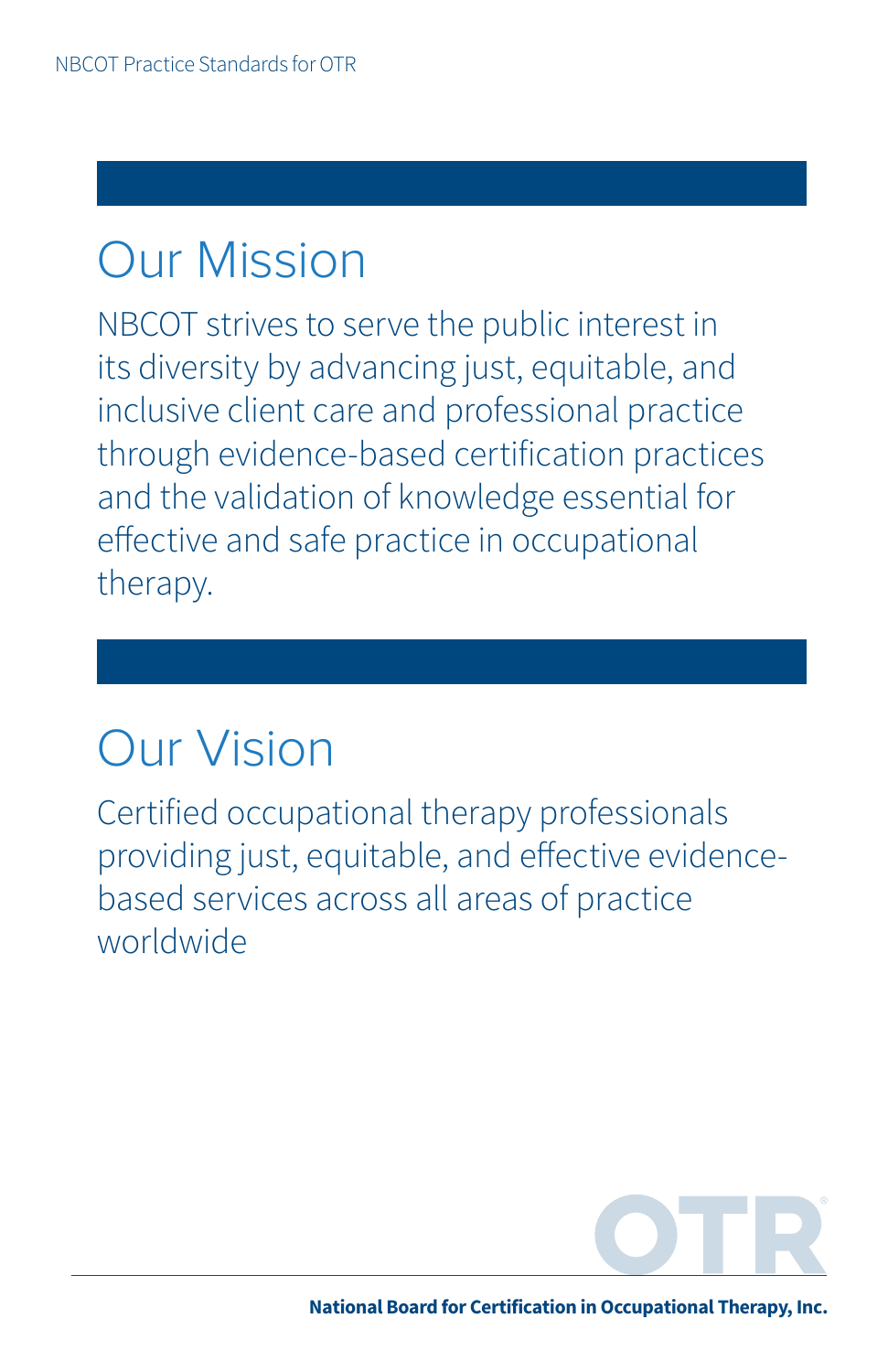## Our Mission

NBCOT strives to serve the public interest in its diversity by advancing just, equitable, and inclusive client care and professional practice through evidence-based certification practices and the validation of knowledge essential for effective and safe practice in occupational therapy.

## Our Vision

Certified occupational therapy professionals providing just, equitable, and effective evidence-based services across all areas of practice worldwide

**National Board for Certification in Occupational Therapy, Inc.**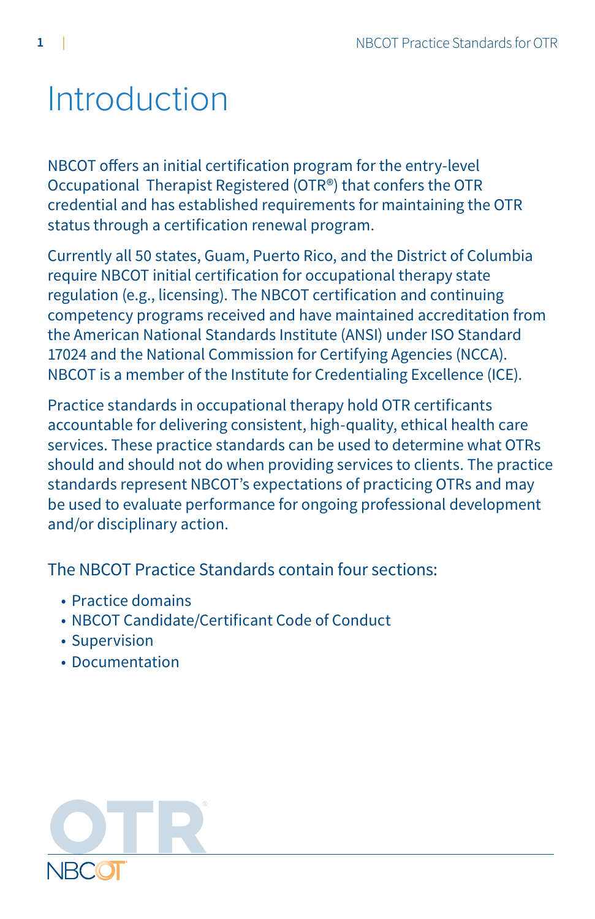# Introduction

NBCOT offers an initial certification program for the entry-level Occupational Therapist Registered (OTR®) that confers the OTR credential and has established requirements for maintaining the OTR status through a certification renewal program.

Currently all 50 states, Guam, Puerto Rico, and the District of Columbia require NBCOT initial certification for occupational therapy state regulation (e.g., licensing). The NBCOT certification and continuing competency programs received and have maintained accreditation from the American National Standards Institute (ANSI) under ISO Standard 17024 and the National Commission for Certifying Agencies (NCCA). NBCOT is a member of the Institute for Credentialing Excellence (ICE).

Practice standards in occupational therapy hold OTR certificants accountable for delivering consistent, high-quality, ethical health care services. These practice standards can be used to determine what OTRs should and should not do when providing services to clients. The practice standards represent NBCOT's expectations of practicing OTRs and may be used to evaluate performance for ongoing professional development and/or disciplinary action.

The NBCOT Practice Standards contain four sections:

- Practice domains
- NBCOT Candidate/Certificant Code of Conduct
- Supervision
- Documentation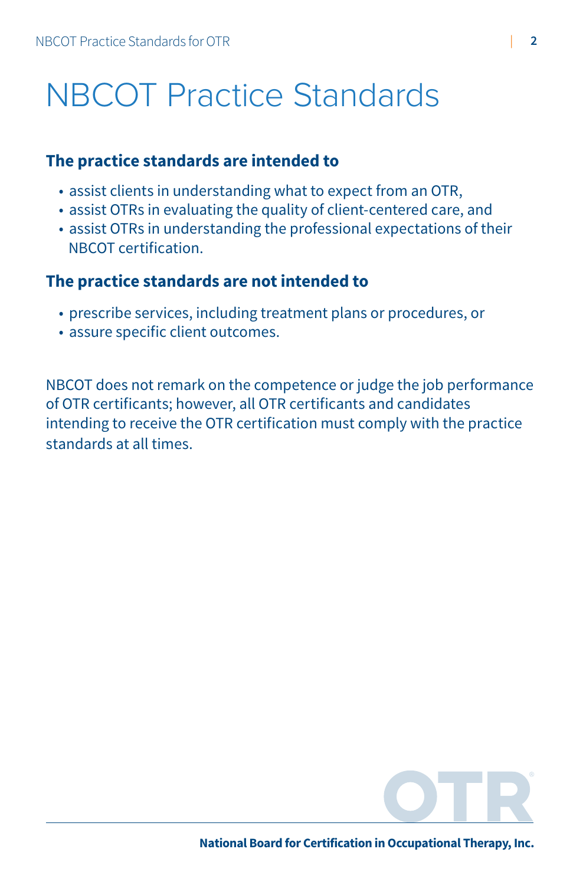# NBCOT Practice Standards

### The practice standards are intended to

- assist clients in understanding what to expect from an OTR,
- assist OTRs in evaluating the quality of client-centered care, and
- assist OTRs in understanding the professional expectations of their NBCOT certification.

### The practice standards are not intended to

- prescribe services, including treatment plans or procedures, or
- assure specific client outcomes.

NBCOT does not remark on the competence or judge the job performance of OTR certificants; however, all OTR certificants and candidates intending to receive the OTR certification must comply with the practice standards at all times.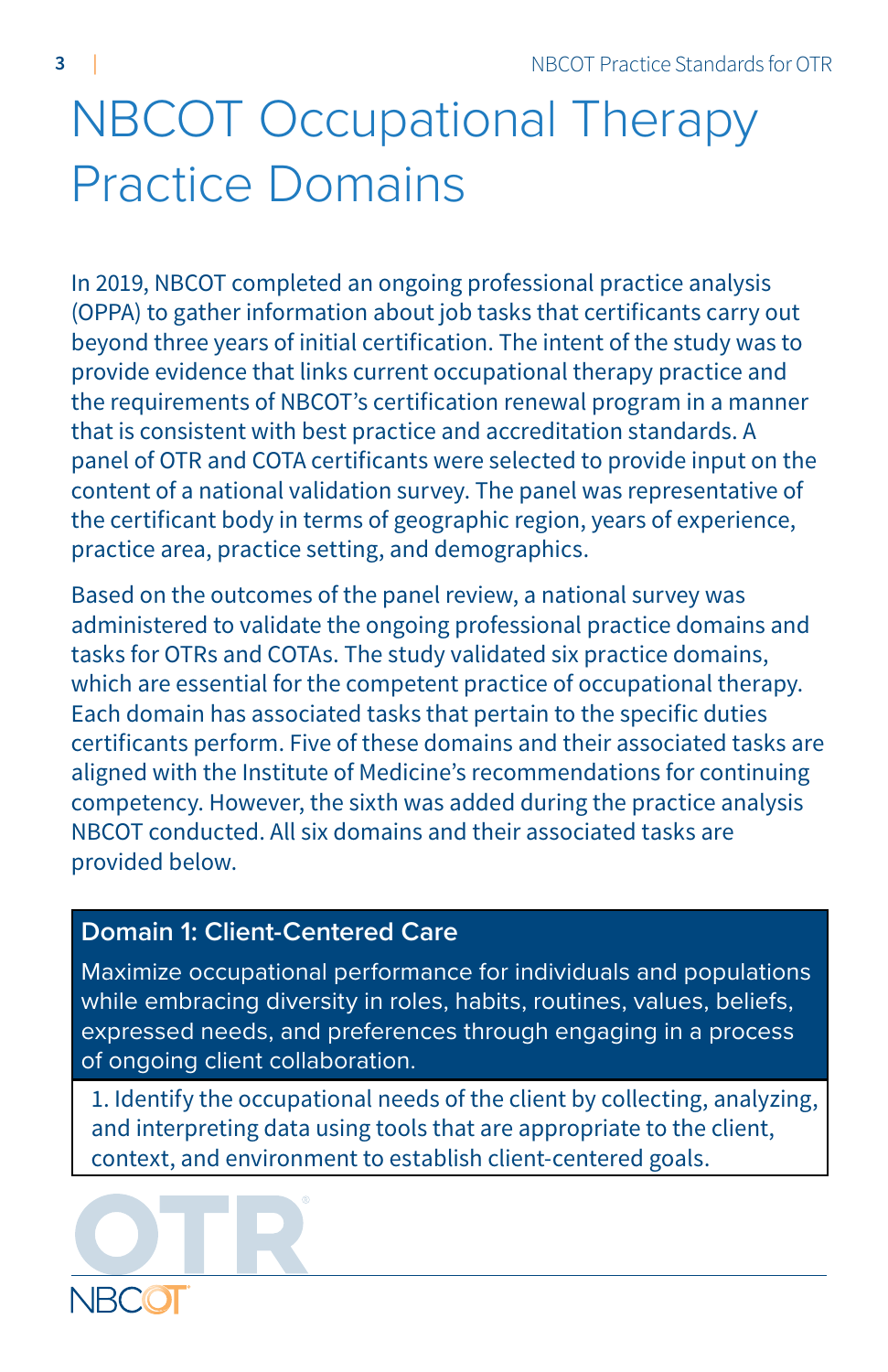# NBCOT Occupational Therapy Practice Domains

In 2019, NBCOT completed an ongoing professional practice analysis (OPPA) to gather information about job tasks that certificants carry out beyond three years of initial certification. The intent of the study was to provide evidence that links current occupational therapy practice and the requirements of NBCOT's certification renewal program in a manner that is consistent with best practice and accreditation standards. A panel of OTR and COTA certificants were selected to provide input on the content of a national validation survey. The panel was representative of the certificant body in terms of geographic region, years of experience, practice area, practice setting, and demographics.

Based on the outcomes of the panel review, a national survey was administered to validate the ongoing professional practice domains and tasks for OTRs and COTAs. The study validated six practice domains, which are essential for the competent practice of occupational therapy. Each domain has associated tasks that pertain to the specific duties certificants perform. Five of these domains and their associated tasks are aligned with the Institute of Medicine's recommendations for continuing competency. However, the sixth was added during the practice analysis NBCOT conducted. All six domains and their associated tasks are provided below.

| **Domain 1: Client-Centered Care**<br>Maximize occupational performance for individuals and populations while embracing diversity in roles, habits, routines, values, beliefs, expressed needs, and preferences through engaging in a process of ongoing client collaboration. |
| --- |
| 1. Identify the occupational needs of the client by collecting, analyzing, and interpreting data using tools that are appropriate to the client, context, and environment to establish client-centered goals. |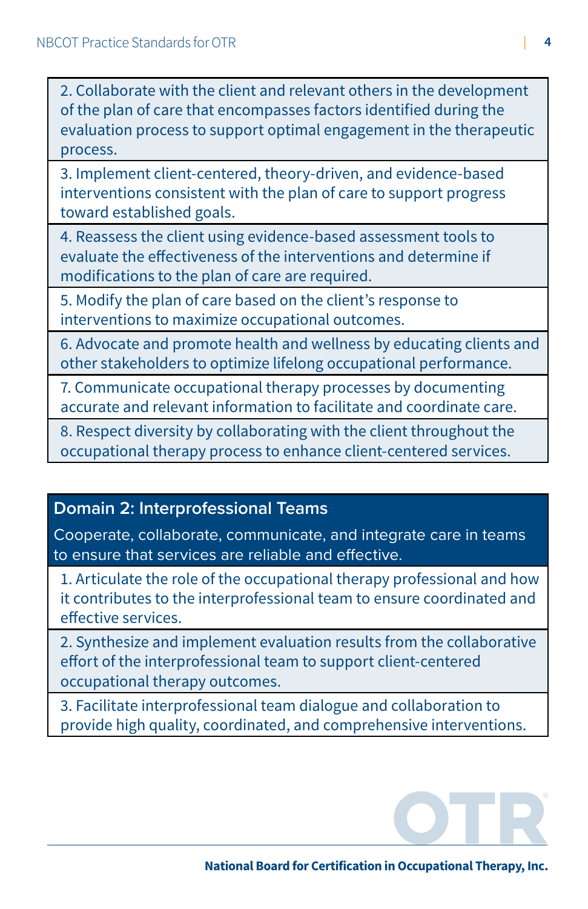2. Collaborate with the client and relevant others in the development of the plan of care that encompasses factors identified during the evaluation process to support optimal engagement in the therapeutic process.

3. Implement client-centered, theory-driven, and evidence-based interventions consistent with the plan of care to support progress toward established goals.

4. Reassess the client using evidence-based assessment tools to evaluate the effectiveness of the interventions and determine if modifications to the plan of care are required.

5. Modify the plan of care based on the client's response to interventions to maximize occupational outcomes.

6. Advocate and promote health and wellness by educating clients and other stakeholders to optimize lifelong occupational performance.

7. Communicate occupational therapy processes by documenting accurate and relevant information to facilitate and coordinate care.

8. Respect diversity by collaborating with the client throughout the occupational therapy process to enhance client-centered services.

## Domain 2: Interprofessional Teams

Cooperate, collaborate, communicate, and integrate care in teams to ensure that services are reliable and effective.

1. Articulate the role of the occupational therapy professional and how it contributes to the interprofessional team to ensure coordinated and effective services.

2. Synthesize and implement evaluation results from the collaborative effort of the interprofessional team to support client-centered occupational therapy outcomes.

3. Facilitate interprofessional team dialogue and collaboration to provide high quality, coordinated, and comprehensive interventions.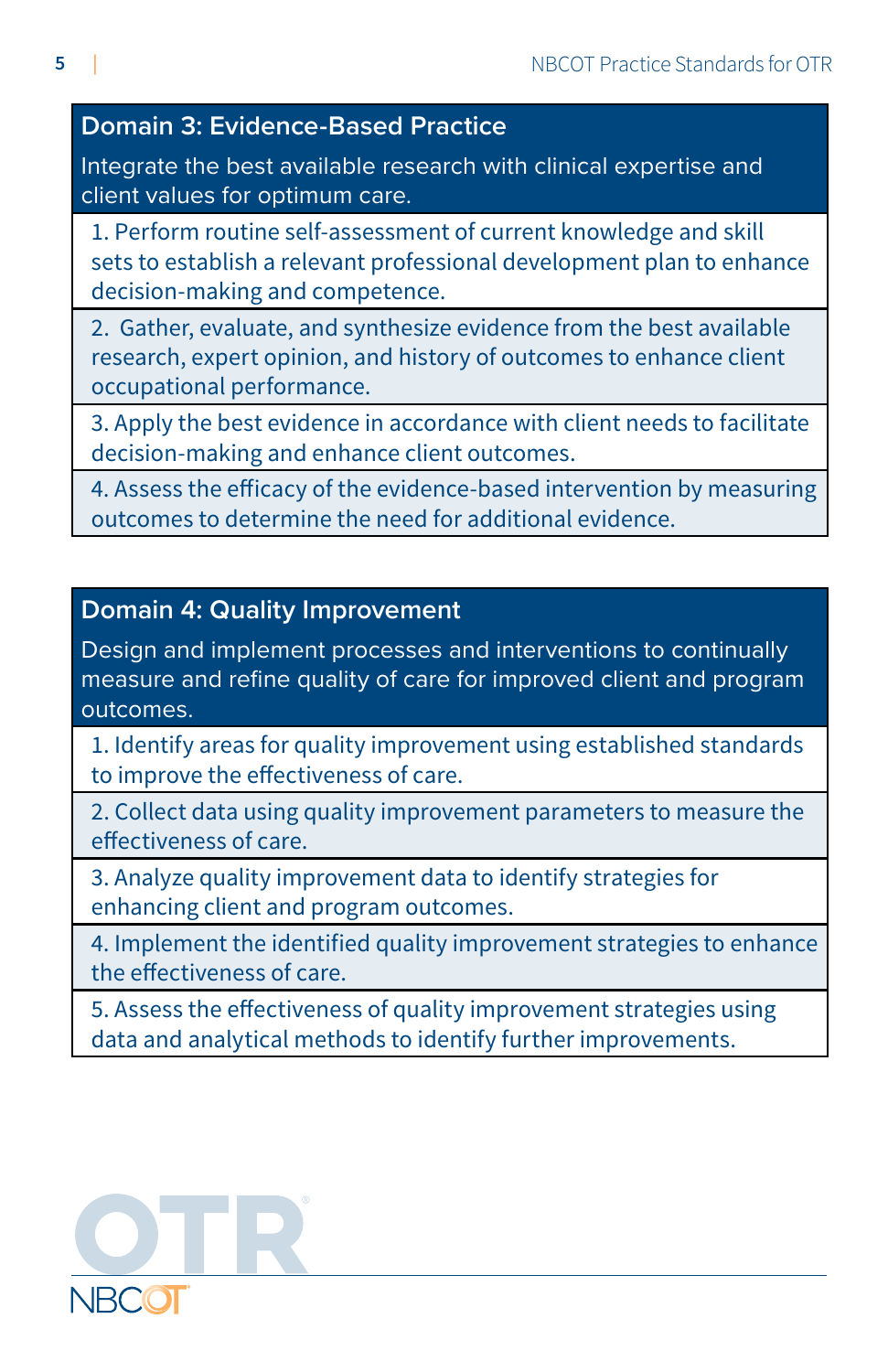## Domain 3: Evidence-Based Practice

Integrate the best available research with clinical expertise and client values for optimum care.

1. Perform routine self-assessment of current knowledge and skill sets to establish a relevant professional development plan to enhance decision-making and competence.
2. Gather, evaluate, and synthesize evidence from the best available research, expert opinion, and history of outcomes to enhance client occupational performance.
3. Apply the best evidence in accordance with client needs to facilitate decision-making and enhance client outcomes.
4. Assess the efficacy of the evidence-based intervention by measuring outcomes to determine the need for additional evidence.

## Domain 4: Quality Improvement

Design and implement processes and interventions to continually measure and refine quality of care for improved client and program outcomes.

1. Identify areas for quality improvement using established standards to improve the effectiveness of care.
2. Collect data using quality improvement parameters to measure the effectiveness of care.
3. Analyze quality improvement data to identify strategies for enhancing client and program outcomes.
4. Implement the identified quality improvement strategies to enhance the effectiveness of care.
5. Assess the effectiveness of quality improvement strategies using data and analytical methods to identify further improvements.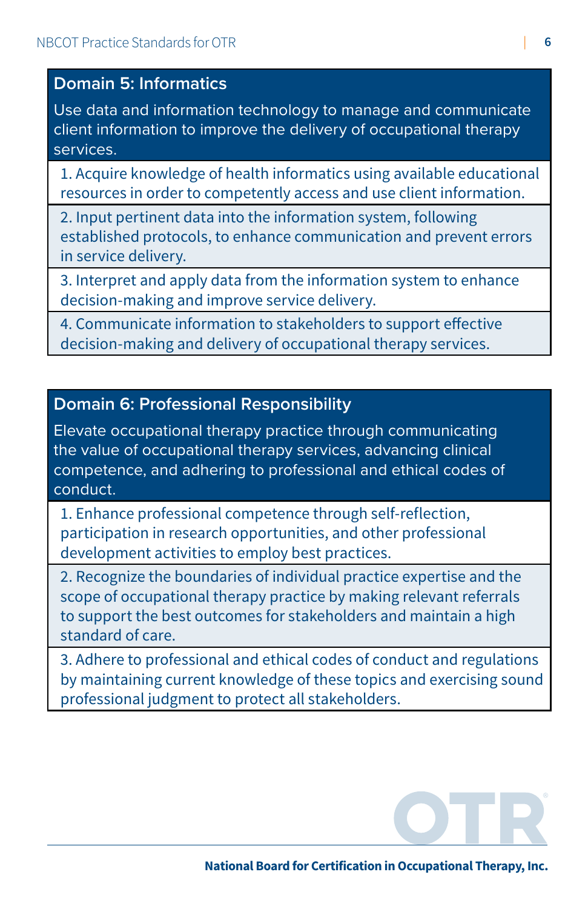## Domain 5: Informatics

Use data and information technology to manage and communicate client information to improve the delivery of occupational therapy services.

1. Acquire knowledge of health informatics using available educational resources in order to competently access and use client information.
2. Input pertinent data into the information system, following established protocols, to enhance communication and prevent errors in service delivery.
3. Interpret and apply data from the information system to enhance decision-making and improve service delivery.
4. Communicate information to stakeholders to support effective decision-making and delivery of occupational therapy services.

## Domain 6: Professional Responsibility

Elevate occupational therapy practice through communicating the value of occupational therapy services, advancing clinical competence, and adhering to professional and ethical codes of conduct.

1. Enhance professional competence through self-reflection, participation in research opportunities, and other professional development activities to employ best practices.
2. Recognize the boundaries of individual practice expertise and the scope of occupational therapy practice by making relevant referrals to support the best outcomes for stakeholders and maintain a high standard of care.
3. Adhere to professional and ethical codes of conduct and regulations by maintaining current knowledge of these topics and exercising sound professional judgment to protect all stakeholders.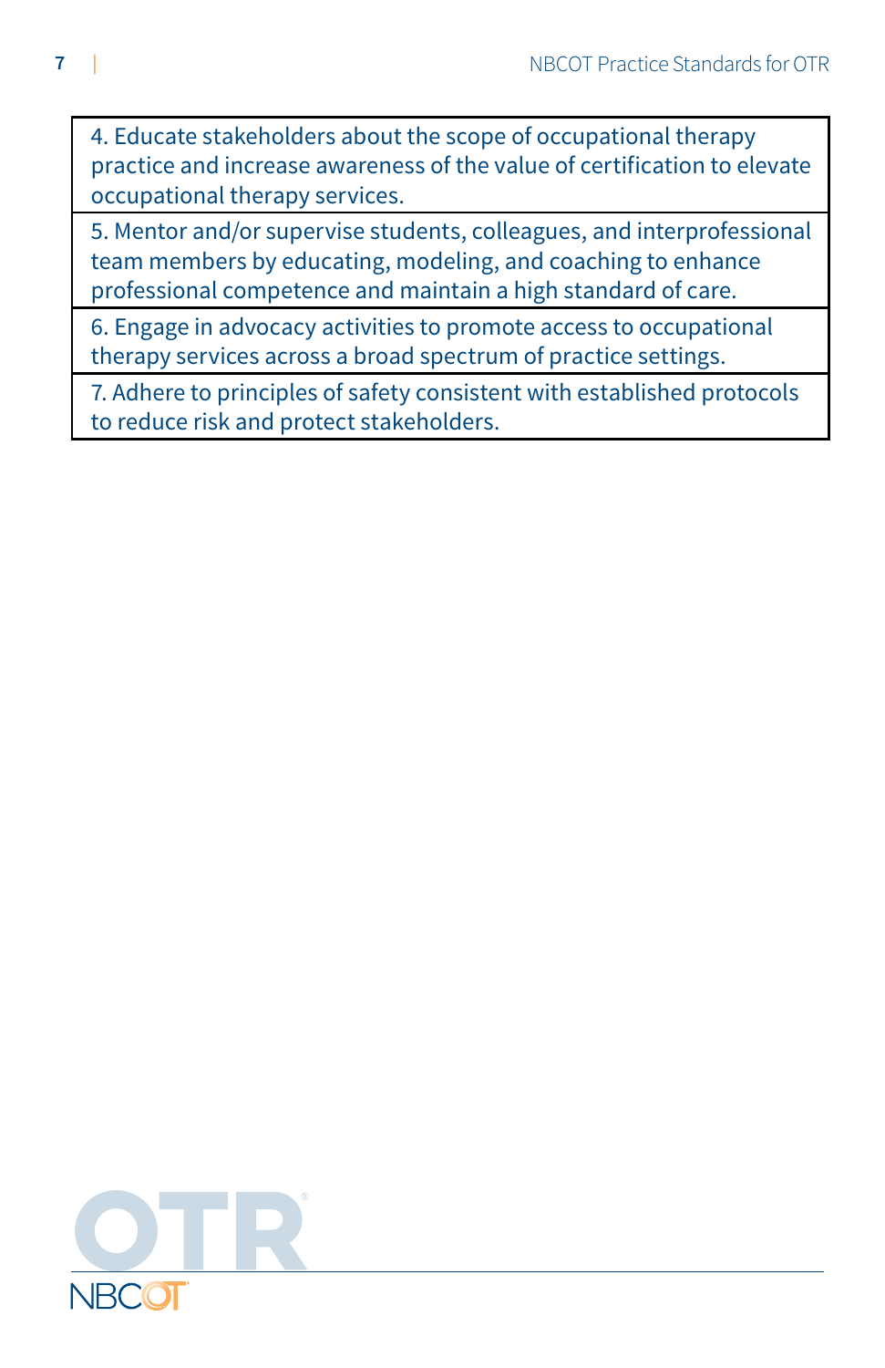| |
|---|
| 4. Educate stakeholders about the scope of occupational therapy practice and increase awareness of the value of certification to elevate occupational therapy services. |
| 5. Mentor and/or supervise students, colleagues, and interprofessional team members by educating, modeling, and coaching to enhance professional competence and maintain a high standard of care. |
| 6. Engage in advocacy activities to promote access to occupational therapy services across a broad spectrum of practice settings. |
| 7. Adhere to principles of safety consistent with established protocols to reduce risk and protect stakeholders. |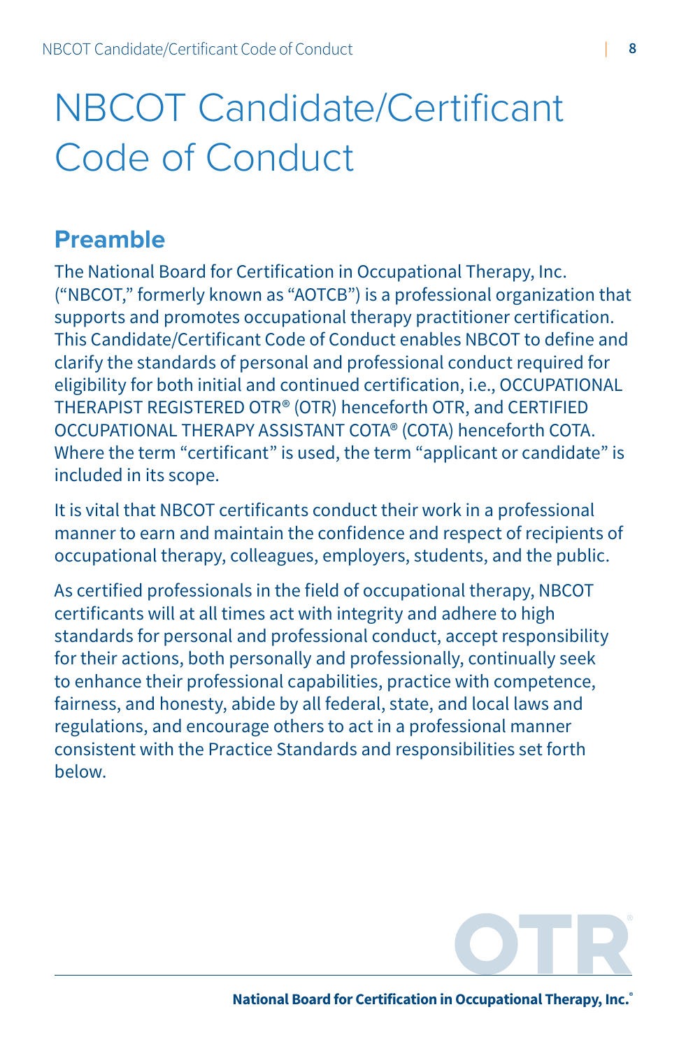# NBCOT Candidate/Certificant Code of Conduct

## Preamble

The National Board for Certification in Occupational Therapy, Inc. ("NBCOT," formerly known as "AOTCB") is a professional organization that supports and promotes occupational therapy practitioner certification. This Candidate/Certificant Code of Conduct enables NBCOT to define and clarify the standards of personal and professional conduct required for eligibility for both initial and continued certification, i.e., OCCUPATIONAL THERAPIST REGISTERED OTR® (OTR) henceforth OTR, and CERTIFIED OCCUPATIONAL THERAPY ASSISTANT COTA® (COTA) henceforth COTA. Where the term "certificant" is used, the term "applicant or candidate" is included in its scope.

It is vital that NBCOT certificants conduct their work in a professional manner to earn and maintain the confidence and respect of recipients of occupational therapy, colleagues, employers, students, and the public.

As certified professionals in the field of occupational therapy, NBCOT certificants will at all times act with integrity and adhere to high standards for personal and professional conduct, accept responsibility for their actions, both personally and professionally, continually seek to enhance their professional capabilities, practice with competence, fairness, and honesty, abide by all federal, state, and local laws and regulations, and encourage others to act in a professional manner consistent with the Practice Standards and responsibilities set forth below.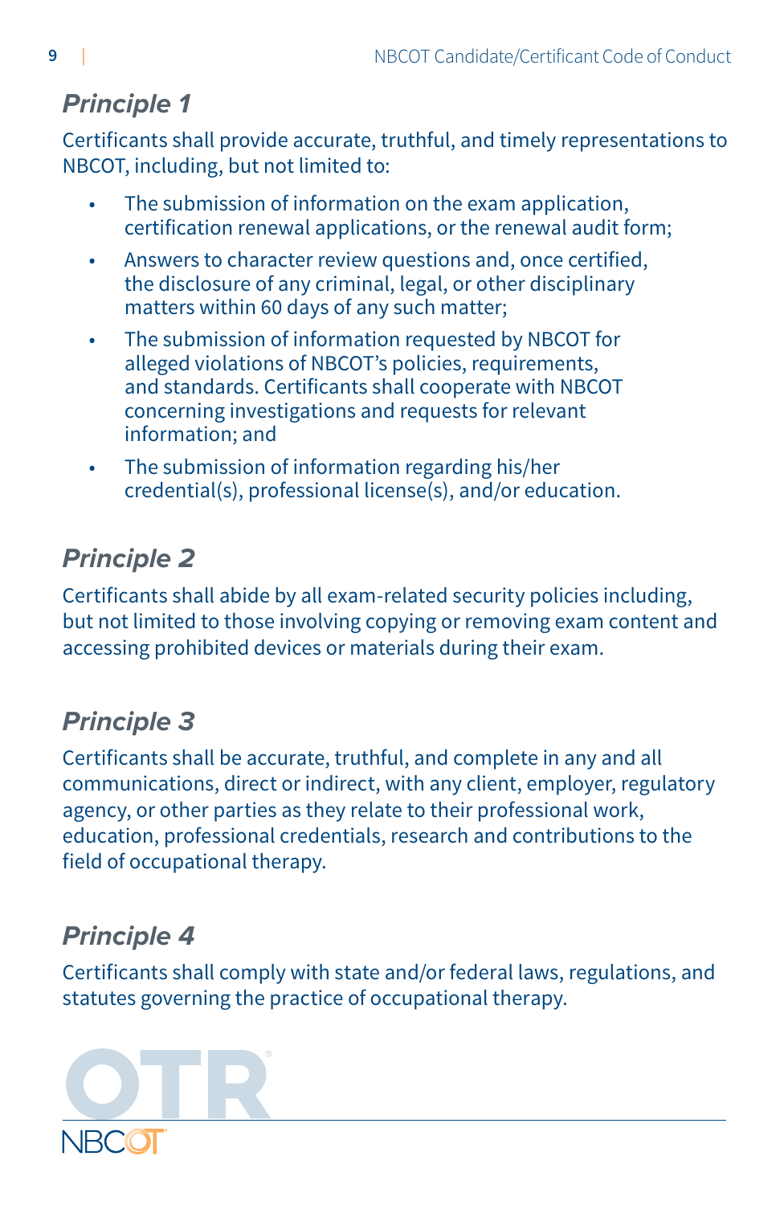## *Principle 1*

Certificants shall provide accurate, truthful, and timely representations to NBCOT, including, but not limited to:

- The submission of information on the exam application, certification renewal applications, or the renewal audit form;
- Answers to character review questions and, once certified, the disclosure of any criminal, legal, or other disciplinary matters within 60 days of any such matter;
- The submission of information requested by NBCOT for alleged violations of NBCOT's policies, requirements, and standards. Certificants shall cooperate with NBCOT concerning investigations and requests for relevant information; and
- The submission of information regarding his/her credential(s), professional license(s), and/or education.

## *Principle 2*

Certificants shall abide by all exam-related security policies including, but not limited to those involving copying or removing exam content and accessing prohibited devices or materials during their exam.

## *Principle 3*

Certificants shall be accurate, truthful, and complete in any and all communications, direct or indirect, with any client, employer, regulatory agency, or other parties as they relate to their professional work, education, professional credentials, research and contributions to the field of occupational therapy.

## *Principle 4*

Certificants shall comply with state and/or federal laws, regulations, and statutes governing the practice of occupational therapy.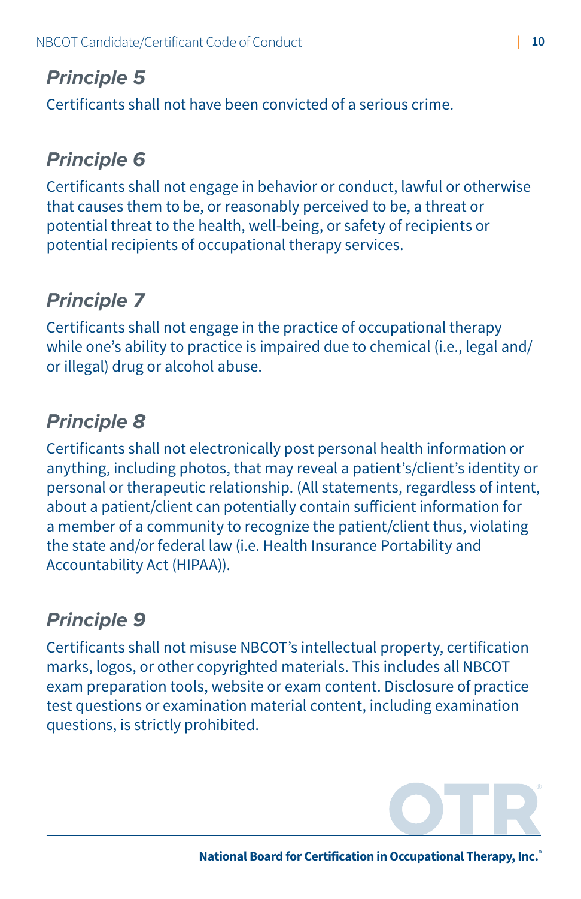### *Principle 5*

Certificants shall not have been convicted of a serious crime.

### *Principle 6*

Certificants shall not engage in behavior or conduct, lawful or otherwise that causes them to be, or reasonably perceived to be, a threat or potential threat to the health, well-being, or safety of recipients or potential recipients of occupational therapy services.

### *Principle 7*

Certificants shall not engage in the practice of occupational therapy while one's ability to practice is impaired due to chemical (i.e., legal and/or illegal) drug or alcohol abuse.

### *Principle 8*

Certificants shall not electronically post personal health information or anything, including photos, that may reveal a patient's/client's identity or personal or therapeutic relationship. (All statements, regardless of intent, about a patient/client can potentially contain sufficient information for a member of a community to recognize the patient/client thus, violating the state and/or federal law (i.e. Health Insurance Portability and Accountability Act (HIPAA)).

### *Principle 9*

Certificants shall not misuse NBCOT's intellectual property, certification marks, logos, or other copyrighted materials. This includes all NBCOT exam preparation tools, website or exam content. Disclosure of practice test questions or examination material content, including examination questions, is strictly prohibited.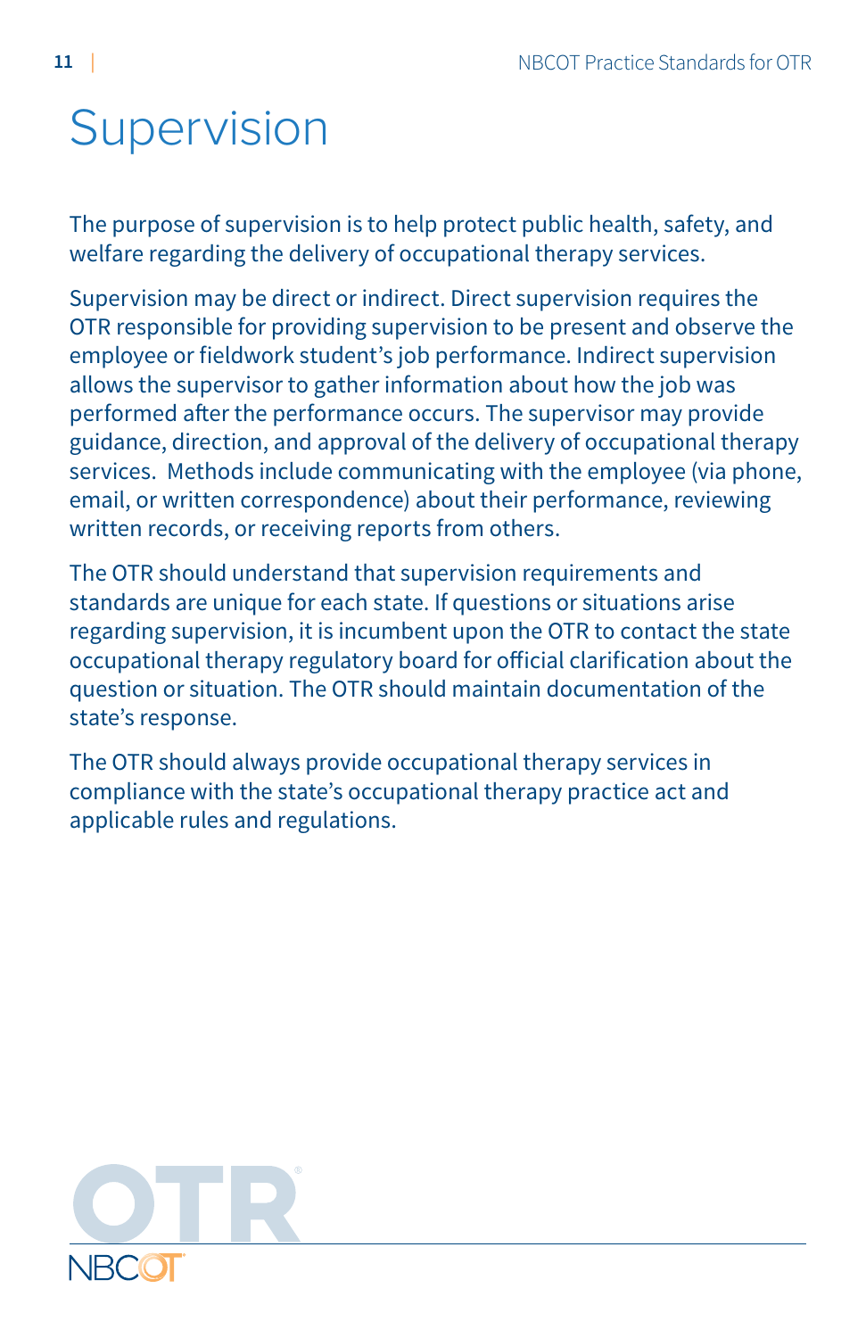# Supervision

The purpose of supervision is to help protect public health, safety, and welfare regarding the delivery of occupational therapy services.

Supervision may be direct or indirect. Direct supervision requires the OTR responsible for providing supervision to be present and observe the employee or fieldwork student's job performance. Indirect supervision allows the supervisor to gather information about how the job was performed after the performance occurs. The supervisor may provide guidance, direction, and approval of the delivery of occupational therapy services. Methods include communicating with the employee (via phone, email, or written correspondence) about their performance, reviewing written records, or receiving reports from others.

The OTR should understand that supervision requirements and standards are unique for each state. If questions or situations arise regarding supervision, it is incumbent upon the OTR to contact the state occupational therapy regulatory board for official clarification about the question or situation. The OTR should maintain documentation of the state's response.

The OTR should always provide occupational therapy services in compliance with the state's occupational therapy practice act and applicable rules and regulations.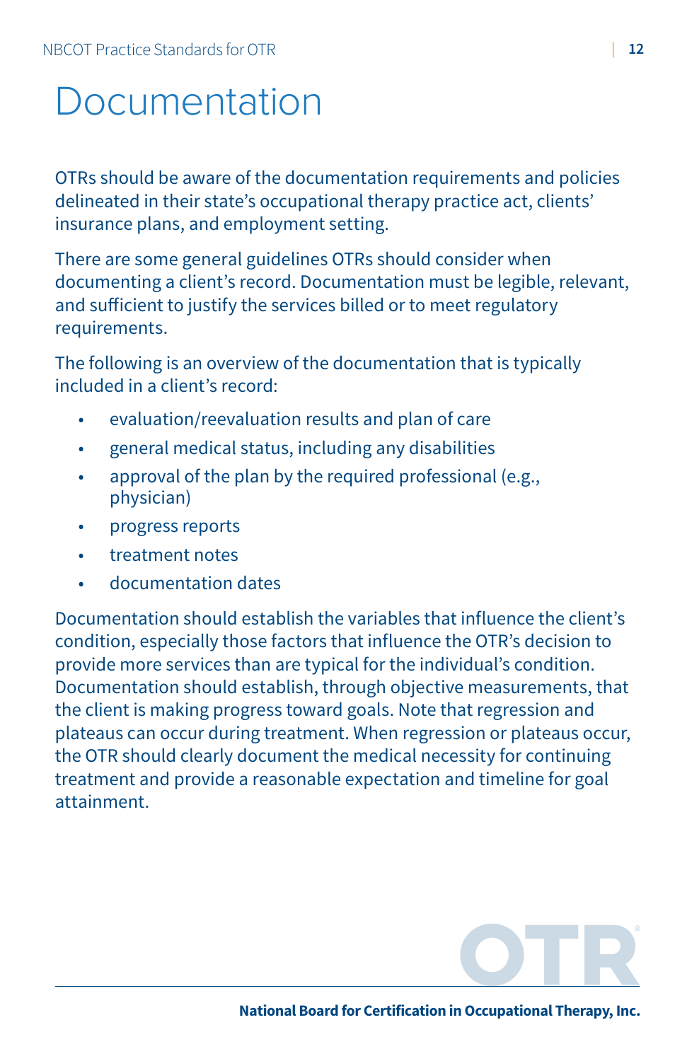# Documentation

OTRs should be aware of the documentation requirements and policies delineated in their state's occupational therapy practice act, clients' insurance plans, and employment setting.

There are some general guidelines OTRs should consider when documenting a client's record. Documentation must be legible, relevant, and sufficient to justify the services billed or to meet regulatory requirements.

The following is an overview of the documentation that is typically included in a client's record:

- evaluation/reevaluation results and plan of care
- general medical status, including any disabilities
- approval of the plan by the required professional (e.g., physician)
- progress reports
- treatment notes
- documentation dates

Documentation should establish the variables that influence the client's condition, especially those factors that influence the OTR's decision to provide more services than are typical for the individual's condition. Documentation should establish, through objective measurements, that the client is making progress toward goals. Note that regression and plateaus can occur during treatment. When regression or plateaus occur, the OTR should clearly document the medical necessity for continuing treatment and provide a reasonable expectation and timeline for goal attainment.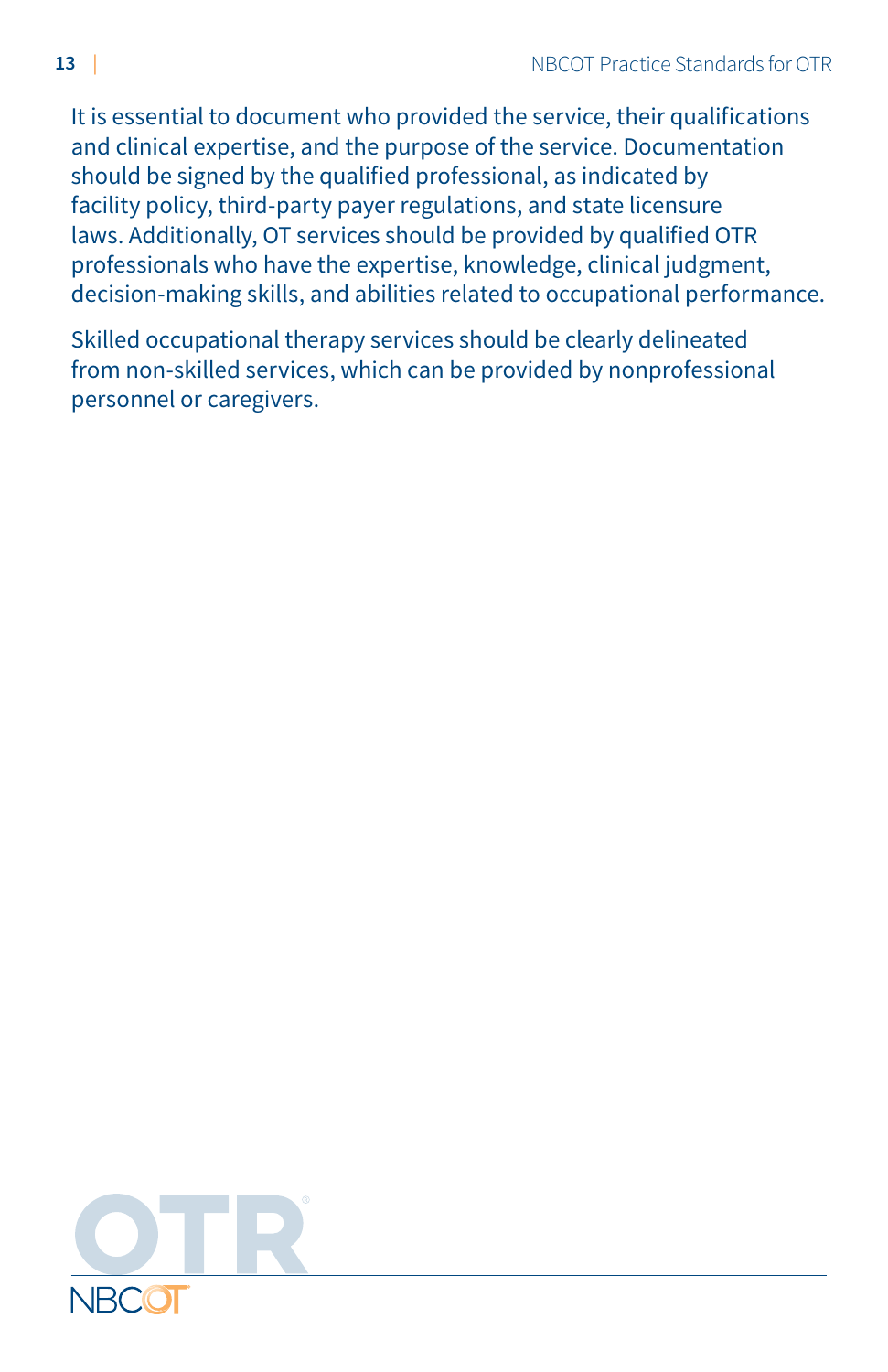It is essential to document who provided the service, their qualifications and clinical expertise, and the purpose of the service. Documentation should be signed by the qualified professional, as indicated by facility policy, third-party payer regulations, and state licensure laws. Additionally, OT services should be provided by qualified OTR professionals who have the expertise, knowledge, clinical judgment, decision-making skills, and abilities related to occupational performance.

Skilled occupational therapy services should be clearly delineated from non-skilled services, which can be provided by nonprofessional personnel or caregivers.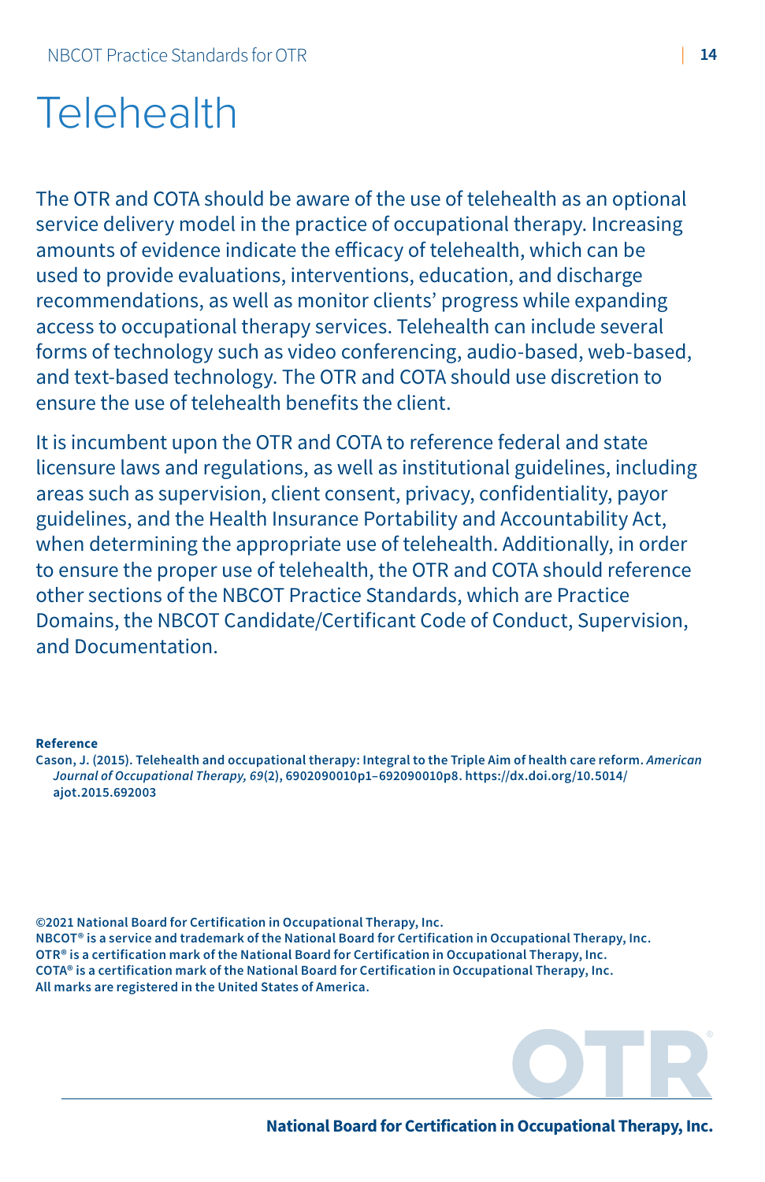# Telehealth

The OTR and COTA should be aware of the use of telehealth as an optional service delivery model in the practice of occupational therapy. Increasing amounts of evidence indicate the efficacy of telehealth, which can be used to provide evaluations, interventions, education, and discharge recommendations, as well as monitor clients' progress while expanding access to occupational therapy services. Telehealth can include several forms of technology such as video conferencing, audio-based, web-based, and text-based technology. The OTR and COTA should use discretion to ensure the use of telehealth benefits the client.

It is incumbent upon the OTR and COTA to reference federal and state licensure laws and regulations, as well as institutional guidelines, including areas such as supervision, client consent, privacy, confidentiality, payor guidelines, and the Health Insurance Portability and Accountability Act, when determining the appropriate use of telehealth. Additionally, in order to ensure the proper use of telehealth, the OTR and COTA should reference other sections of the NBCOT Practice Standards, which are Practice Domains, the NBCOT Candidate/Certificant Code of Conduct, Supervision, and Documentation.

**Reference**

Cason, J. (2015). Telehealth and occupational therapy: Integral to the Triple Aim of health care reform. *American Journal of Occupational Therapy, 69*(2), 6902090010p1–692090010p8. https://dx.doi.org/10.5014/ajot.2015.692003

©2021 National Board for Certification in Occupational Therapy, Inc.
NBCOT® is a service and trademark of the National Board for Certification in Occupational Therapy, Inc.
OTR® is a certification mark of the National Board for Certification in Occupational Therapy, Inc.
COTA® is a certification mark of the National Board for Certification in Occupational Therapy, Inc.
All marks are registered in the United States of America.

**National Board for Certification in Occupational Therapy, Inc.**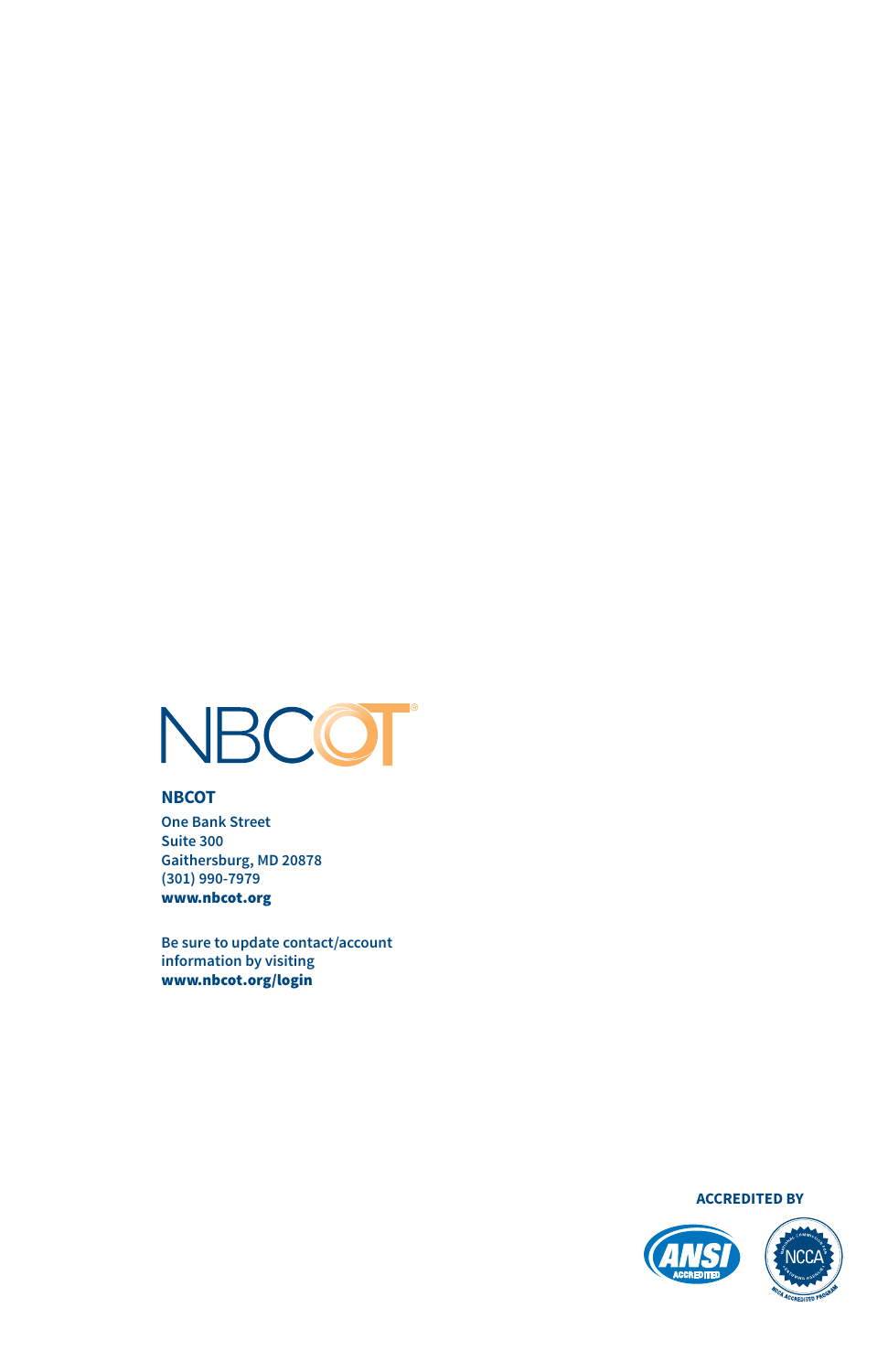**NBCOT**

One Bank Street
Suite 300
Gaithersburg, MD 20878
(301) 990-7979
**www.nbcot.org**

Be sure to update contact/account information by visiting
**www.nbcot.org/login**

**ACCREDITED BY**